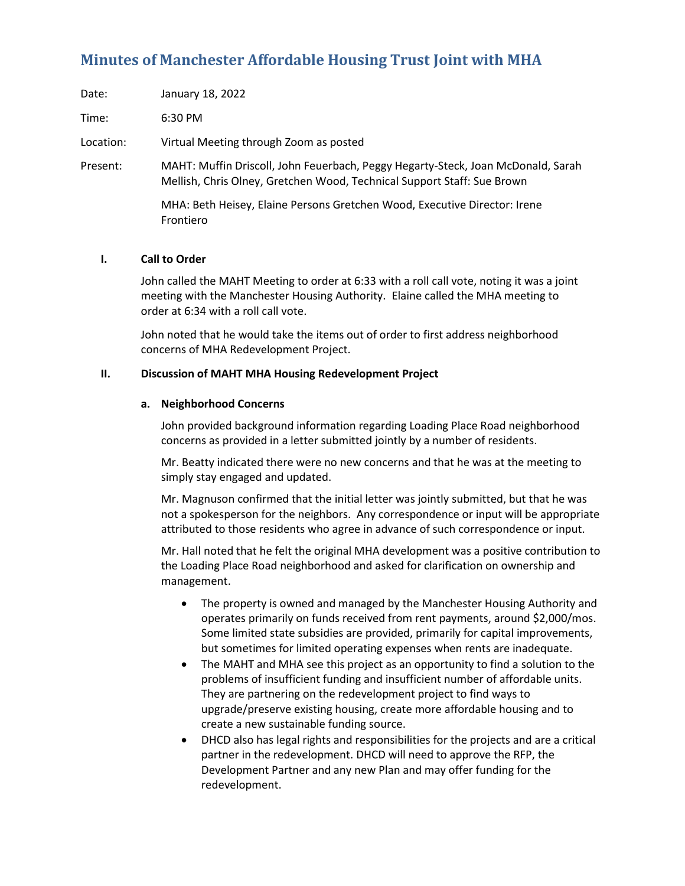# Minutes of Manchester Affordable Housing Trust Joint with MHA

Date: January 18, 2022

Time: 6:30 PM

Location: Virtual Meeting through Zoom as posted

Present: MAHT: Muffin Driscoll, John Feuerbach, Peggy Hegarty-Steck, Joan McDonald, Sarah Mellish, Chris Olney, Gretchen Wood, Technical Support Staff: Sue Brown

MHA: Beth Heisey, Elaine Persons Gretchen Wood, Executive Director: Irene Frontiero

## I. Call to Order

John called the MAHT Meeting to order at 6:33 with a roll call vote, noting it was a joint meeting with the Manchester Housing Authority. Elaine called the MHA meeting to order at 6:34 with a roll call vote.

John noted that he would take the items out of order to first address neighborhood concerns of MHA Redevelopment Project.

## II. Discussion of MAHT MHA Housing Redevelopment Project

### a. Neighborhood Concerns

John provided background information regarding Loading Place Road neighborhood concerns as provided in a letter submitted jointly by a number of residents.

Mr. Beatty indicated there were no new concerns and that he was at the meeting to simply stay engaged and updated.

Mr. Magnuson confirmed that the initial letter was jointly submitted, but that he was not a spokesperson for the neighbors. Any correspondence or input will be appropriate attributed to those residents who agree in advance of such correspondence or input.

Mr. Hall noted that he felt the original MHA development was a positive contribution to the Loading Place Road neighborhood and asked for clarification on ownership and management.

- The property is owned and managed by the Manchester Housing Authority and operates primarily on funds received from rent payments, around $2,000/mos. Some limited state subsidies are provided, primarily for capital improvements, but sometimes for limited operating expenses when rents are inadequate.
- The MAHT and MHA see this project as an opportunity to find a solution to the problems of insufficient funding and insufficient number of affordable units. They are partnering on the redevelopment project to find ways to upgrade/preserve existing housing, create more affordable housing and to create a new sustainable funding source.
- DHCD also has legal rights and responsibilities for the projects and are a critical partner in the redevelopment. DHCD will need to approve the RFP, the Development Partner and any new Plan and may offer funding for the redevelopment.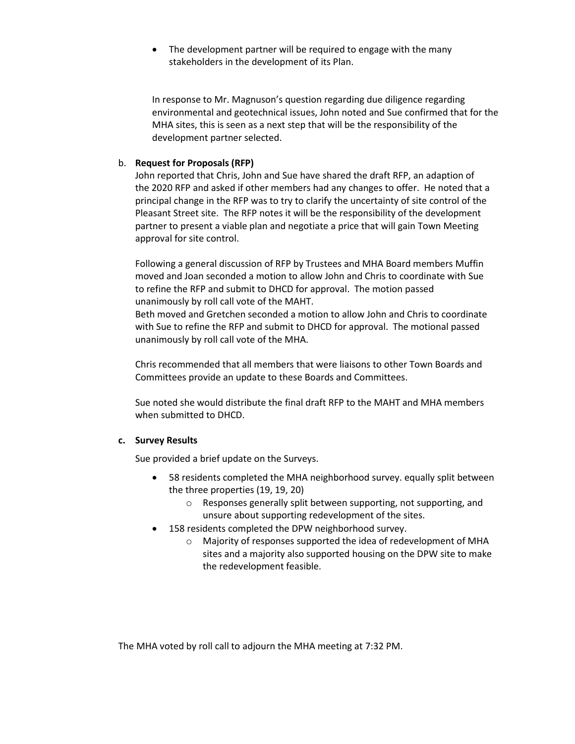- The development partner will be required to engage with the many stakeholders in the development of its Plan.

In response to Mr. Magnuson's question regarding due diligence regarding environmental and geotechnical issues, John noted and Sue confirmed that for the MHA sites, this is seen as a next step that will be the responsibility of the development partner selected.

b. **Request for Proposals (RFP)**

John reported that Chris, John and Sue have shared the draft RFP, an adaption of the 2020 RFP and asked if other members had any changes to offer. He noted that a principal change in the RFP was to try to clarify the uncertainty of site control of the Pleasant Street site. The RFP notes it will be the responsibility of the development partner to present a viable plan and negotiate a price that will gain Town Meeting approval for site control.

Following a general discussion of RFP by Trustees and MHA Board members Muffin moved and Joan seconded a motion to allow John and Chris to coordinate with Sue to refine the RFP and submit to DHCD for approval. The motion passed unanimously by roll call vote of the MAHT.

Beth moved and Gretchen seconded a motion to allow John and Chris to coordinate with Sue to refine the RFP and submit to DHCD for approval. The motional passed unanimously by roll call vote of the MHA.

Chris recommended that all members that were liaisons to other Town Boards and Committees provide an update to these Boards and Committees.

Sue noted she would distribute the final draft RFP to the MAHT and MHA members when submitted to DHCD.

**c. Survey Results**

Sue provided a brief update on the Surveys.

- 58 residents completed the MHA neighborhood survey. equally split between the three properties (19, 19, 20)
  - Responses generally split between supporting, not supporting, and unsure about supporting redevelopment of the sites.
- 158 residents completed the DPW neighborhood survey.
  - Majority of responses supported the idea of redevelopment of MHA sites and a majority also supported housing on the DPW site to make the redevelopment feasible.

The MHA voted by roll call to adjourn the MHA meeting at 7:32 PM.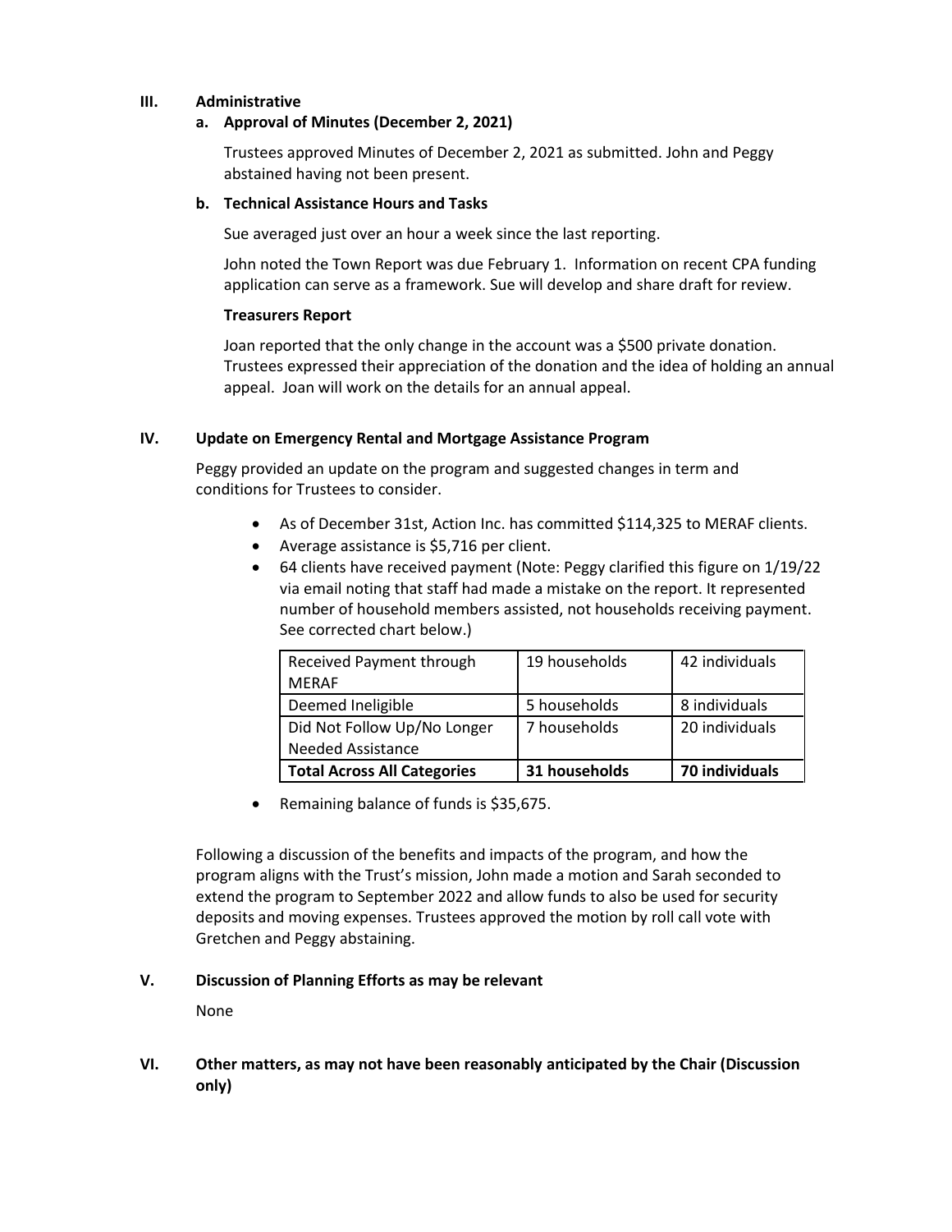## III. Administrative

### a. Approval of Minutes (December 2, 2021)

Trustees approved Minutes of December 2, 2021 as submitted. John and Peggy abstained having not been present.

### b. Technical Assistance Hours and Tasks

Sue averaged just over an hour a week since the last reporting.

John noted the Town Report was due February 1. Information on recent CPA funding application can serve as a framework. Sue will develop and share draft for review.

**Treasurers Report**

Joan reported that the only change in the account was a $500 private donation. Trustees expressed their appreciation of the donation and the idea of holding an annual appeal. Joan will work on the details for an annual appeal.

## IV. Update on Emergency Rental and Mortgage Assistance Program

Peggy provided an update on the program and suggested changes in term and conditions for Trustees to consider.

- As of December 31st, Action Inc. has committed $114,325 to MERAF clients.
- Average assistance is $5,716 per client.
- 64 clients have received payment (Note: Peggy clarified this figure on 1/19/22 via email noting that staff had made a mistake on the report. It represented number of household members assisted, not households receiving payment. See corrected chart below.)

| Received Payment through MERAF | 19 households | 42 individuals |
|---|---|---|
| Deemed Ineligible | 5 households | 8 individuals |
| Did Not Follow Up/No Longer Needed Assistance | 7 households | 20 individuals |
| **Total Across All Categories** | **31 households** | **70 individuals** |

- Remaining balance of funds is $35,675.

Following a discussion of the benefits and impacts of the program, and how the program aligns with the Trust's mission, John made a motion and Sarah seconded to extend the program to September 2022 and allow funds to also be used for security deposits and moving expenses. Trustees approved the motion by roll call vote with Gretchen and Peggy abstaining.

## V. Discussion of Planning Efforts as may be relevant

None

## VI. Other matters, as may not have been reasonably anticipated by the Chair (Discussion only)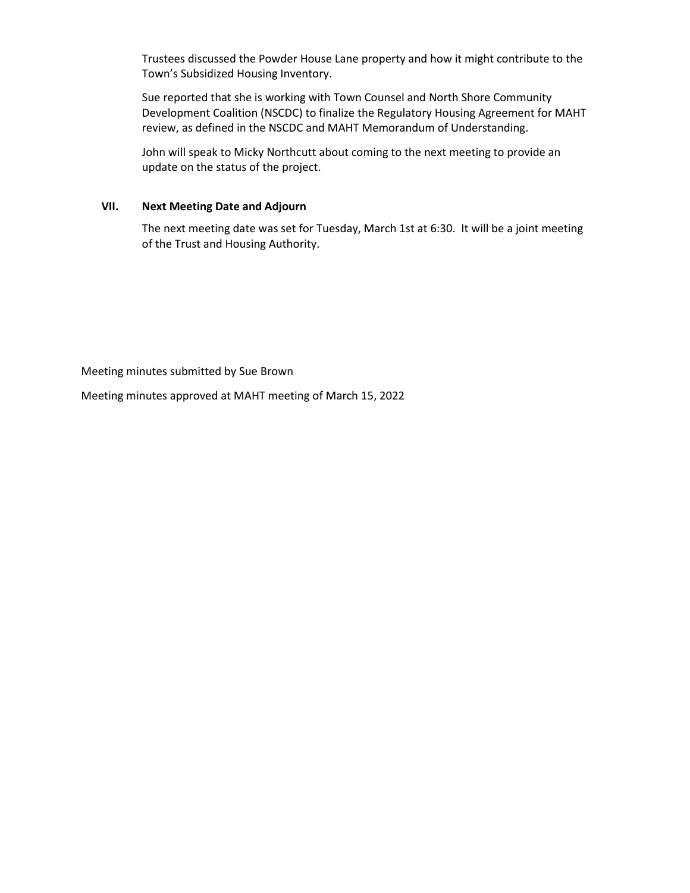Trustees discussed the Powder House Lane property and how it might contribute to the Town's Subsidized Housing Inventory.

Sue reported that she is working with Town Counsel and North Shore Community Development Coalition (NSCDC) to finalize the Regulatory Housing Agreement for MAHT review, as defined in the NSCDC and MAHT Memorandum of Understanding.

John will speak to Micky Northcutt about coming to the next meeting to provide an update on the status of the project.

## VII. Next Meeting Date and Adjourn

The next meeting date was set for Tuesday, March 1st at 6:30. It will be a joint meeting of the Trust and Housing Authority.

Meeting minutes submitted by Sue Brown

Meeting minutes approved at MAHT meeting of March 15, 2022